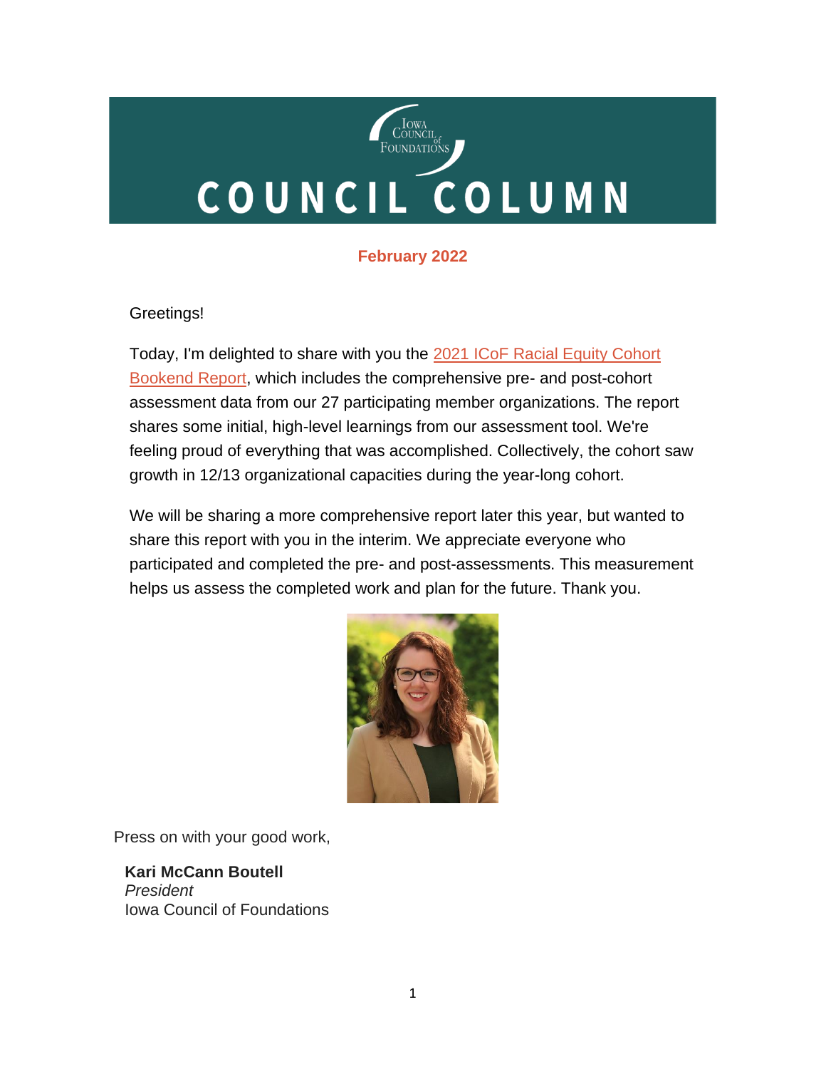# COUNCIL COLUMN

**February 2022**

Greetings!

Today, I'm delighted to share with you the 2021 ICoF Racial Equity Cohort Bookend Report, which includes the comprehensive pre- and post-cohort assessment data from our 27 participating member organizations. The report shares some initial, high-level learnings from our assessment tool. We're feeling proud of everything that was accomplished. Collectively, the cohort saw growth in 12/13 organizational capacities during the year-long cohort.

We will be sharing a more comprehensive report later this year, but wanted to share this report with you in the interim. We appreciate everyone who participated and completed the pre- and post-assessments. This measurement helps us assess the completed work and plan for the future. Thank you.

Press on with your good work,

**Kari McCann Boutell**
*President*
Iowa Council of Foundations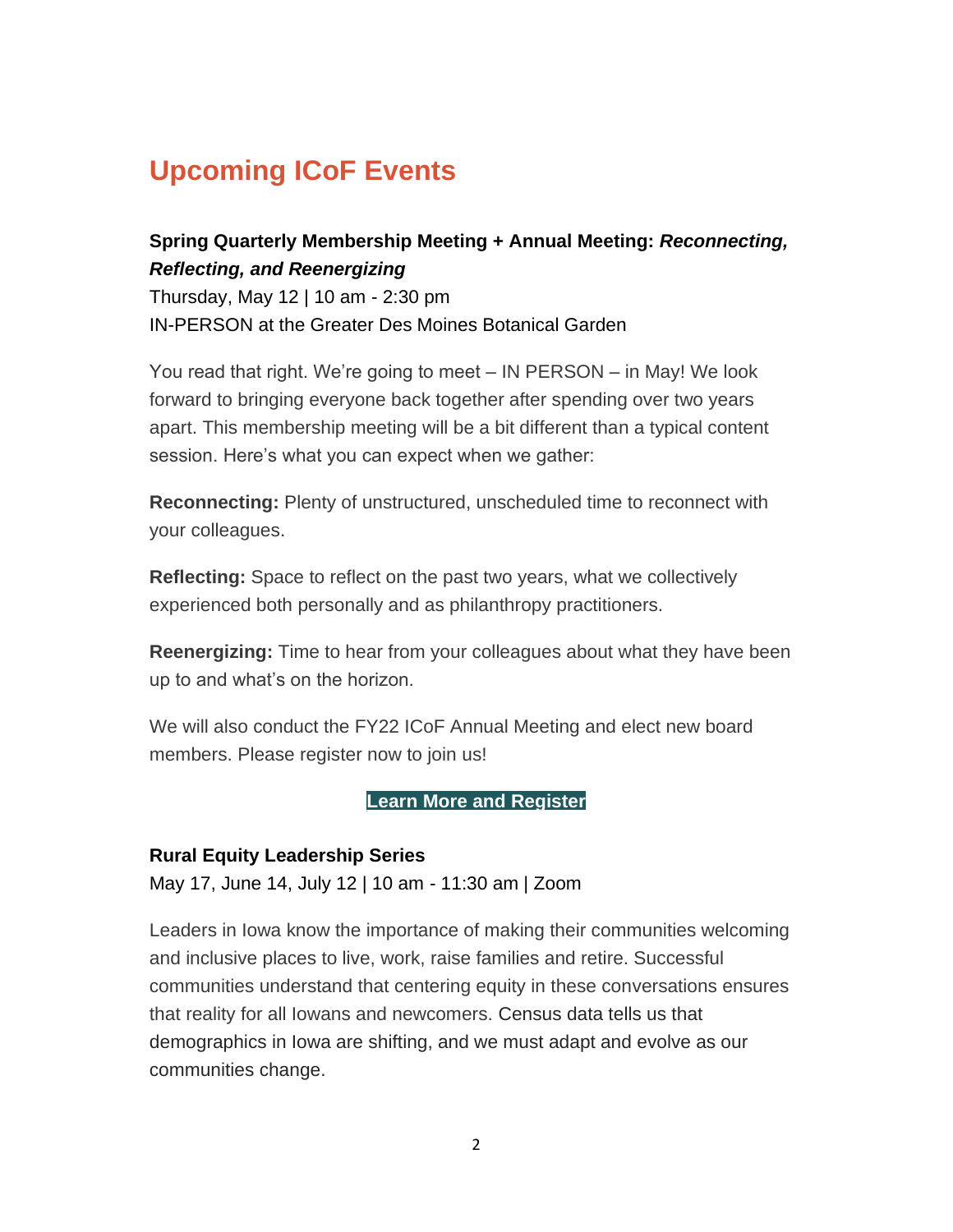# Upcoming ICoF Events

**Spring Quarterly Membership Meeting + Annual Meeting: *Reconnecting, Reflecting, and Reenergizing***
Thursday, May 12 | 10 am - 2:30 pm
IN-PERSON at the Greater Des Moines Botanical Garden

You read that right. We're going to meet – IN PERSON – in May! We look forward to bringing everyone back together after spending over two years apart. This membership meeting will be a bit different than a typical content session. Here's what you can expect when we gather:

**Reconnecting:** Plenty of unstructured, unscheduled time to reconnect with your colleagues.

**Reflecting:** Space to reflect on the past two years, what we collectively experienced both personally and as philanthropy practitioners.

**Reenergizing:** Time to hear from your colleagues about what they have been up to and what's on the horizon.

We will also conduct the FY22 ICoF Annual Meeting and elect new board members. Please register now to join us!

**Learn More and Register**

**Rural Equity Leadership Series**
May 17, June 14, July 12 | 10 am - 11:30 am | Zoom

Leaders in Iowa know the importance of making their communities welcoming and inclusive places to live, work, raise families and retire. Successful communities understand that centering equity in these conversations ensures that reality for all Iowans and newcomers. Census data tells us that demographics in Iowa are shifting, and we must adapt and evolve as our communities change.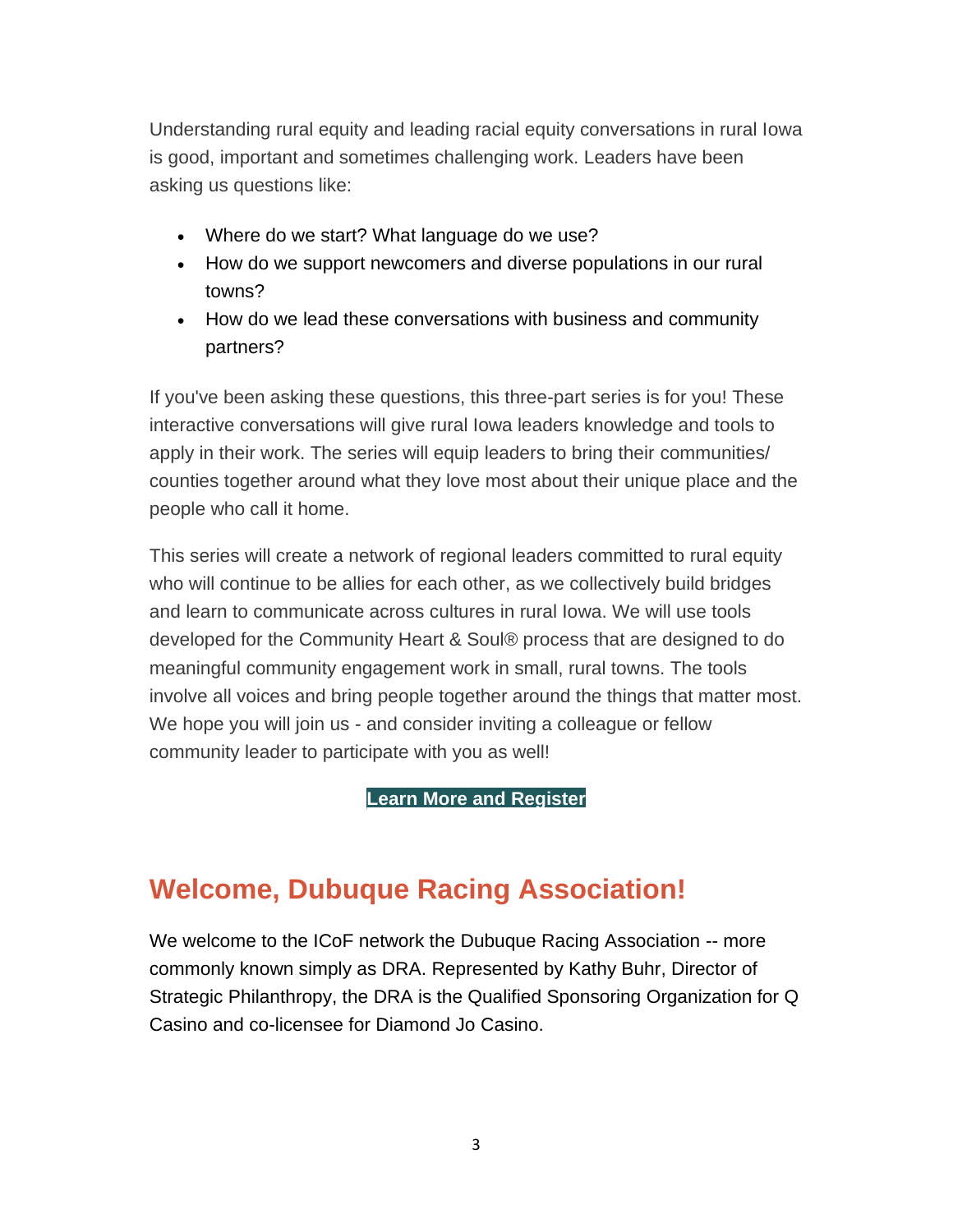Understanding rural equity and leading racial equity conversations in rural Iowa is good, important and sometimes challenging work. Leaders have been asking us questions like:

- Where do we start? What language do we use?
- How do we support newcomers and diverse populations in our rural towns?
- How do we lead these conversations with business and community partners?

If you've been asking these questions, this three-part series is for you! These interactive conversations will give rural Iowa leaders knowledge and tools to apply in their work. The series will equip leaders to bring their communities/ counties together around what they love most about their unique place and the people who call it home.

This series will create a network of regional leaders committed to rural equity who will continue to be allies for each other, as we collectively build bridges and learn to communicate across cultures in rural Iowa. We will use tools developed for the Community Heart & Soul® process that are designed to do meaningful community engagement work in small, rural towns. The tools involve all voices and bring people together around the things that matter most. We hope you will join us - and consider inviting a colleague or fellow community leader to participate with you as well!

**Learn More and Register**

## Welcome, Dubuque Racing Association!

We welcome to the ICoF network the Dubuque Racing Association -- more commonly known simply as DRA. Represented by Kathy Buhr, Director of Strategic Philanthropy, the DRA is the Qualified Sponsoring Organization for Q Casino and co-licensee for Diamond Jo Casino.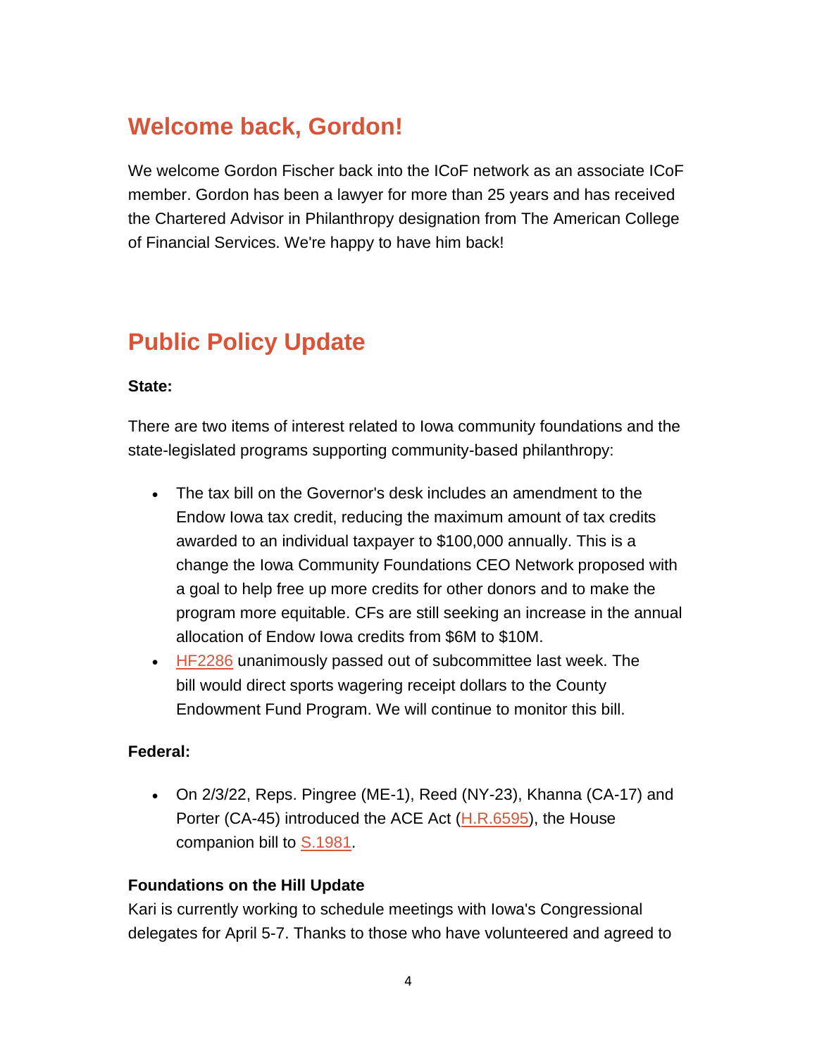## Welcome back, Gordon!

We welcome Gordon Fischer back into the ICoF network as an associate ICoF member. Gordon has been a lawyer for more than 25 years and has received the Chartered Advisor in Philanthropy designation from The American College of Financial Services. We're happy to have him back!

## Public Policy Update

**State:**

There are two items of interest related to Iowa community foundations and the state-legislated programs supporting community-based philanthropy:

- The tax bill on the Governor's desk includes an amendment to the Endow Iowa tax credit, reducing the maximum amount of tax credits awarded to an individual taxpayer to $100,000 annually. This is a change the Iowa Community Foundations CEO Network proposed with a goal to help free up more credits for other donors and to make the program more equitable. CFs are still seeking an increase in the annual allocation of Endow Iowa credits from $6M to $10M.
- HF2286 unanimously passed out of subcommittee last week. The bill would direct sports wagering receipt dollars to the County Endowment Fund Program. We will continue to monitor this bill.

**Federal:**

- On 2/3/22, Reps. Pingree (ME-1), Reed (NY-23), Khanna (CA-17) and Porter (CA-45) introduced the ACE Act (H.R.6595), the House companion bill to S.1981.

**Foundations on the Hill Update**

Kari is currently working to schedule meetings with Iowa's Congressional delegates for April 5-7. Thanks to those who have volunteered and agreed to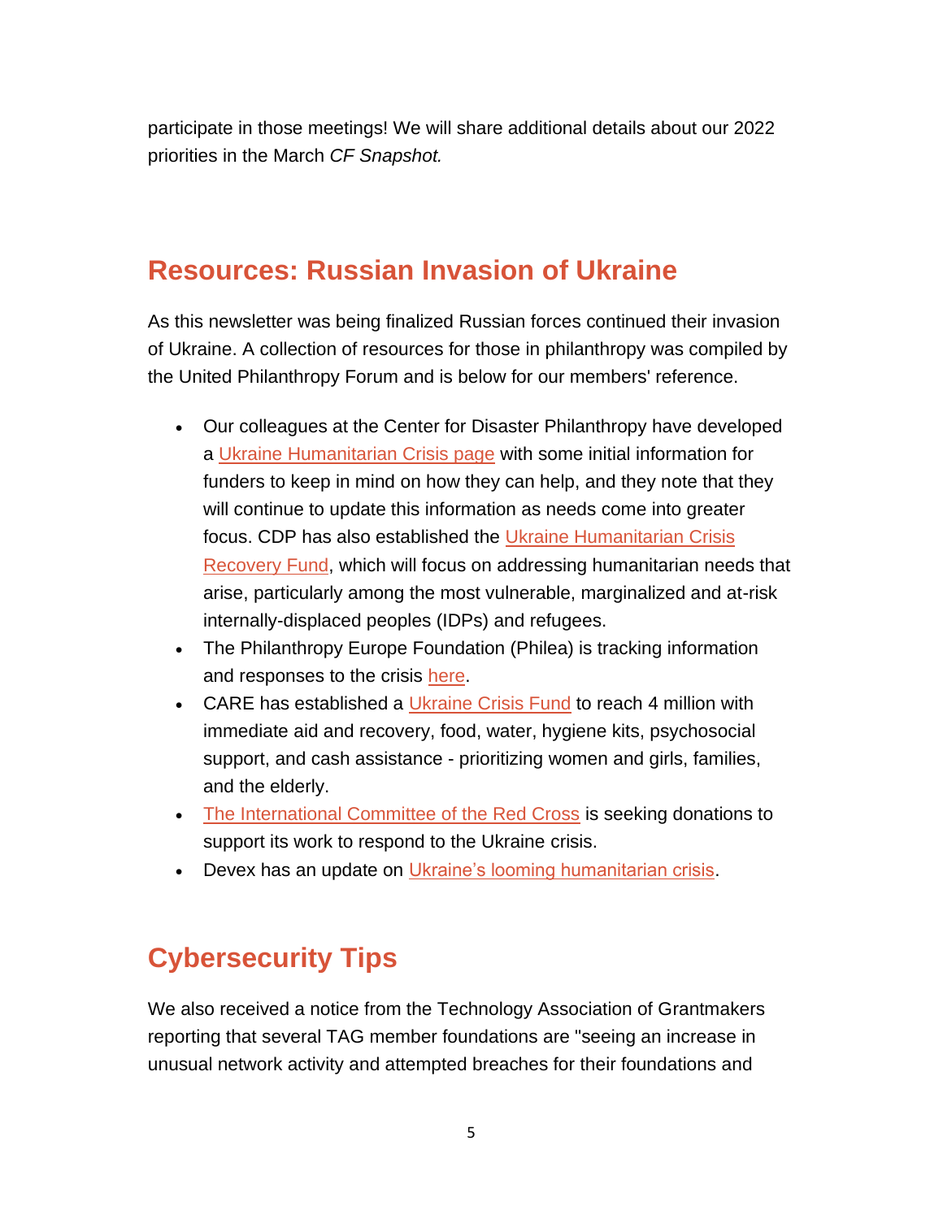participate in those meetings! We will share additional details about our 2022 priorities in the March *CF Snapshot.*

## Resources: Russian Invasion of Ukraine

As this newsletter was being finalized Russian forces continued their invasion of Ukraine. A collection of resources for those in philanthropy was compiled by the United Philanthropy Forum and is below for our members' reference.

- Our colleagues at the Center for Disaster Philanthropy have developed a Ukraine Humanitarian Crisis page with some initial information for funders to keep in mind on how they can help, and they note that they will continue to update this information as needs come into greater focus. CDP has also established the Ukraine Humanitarian Crisis Recovery Fund, which will focus on addressing humanitarian needs that arise, particularly among the most vulnerable, marginalized and at-risk internally-displaced peoples (IDPs) and refugees.
- The Philanthropy Europe Foundation (Philea) is tracking information and responses to the crisis here.
- CARE has established a Ukraine Crisis Fund to reach 4 million with immediate aid and recovery, food, water, hygiene kits, psychosocial support, and cash assistance - prioritizing women and girls, families, and the elderly.
- The International Committee of the Red Cross is seeking donations to support its work to respond to the Ukraine crisis.
- Devex has an update on Ukraine's looming humanitarian crisis.

## Cybersecurity Tips

We also received a notice from the Technology Association of Grantmakers reporting that several TAG member foundations are "seeing an increase in unusual network activity and attempted breaches for their foundations and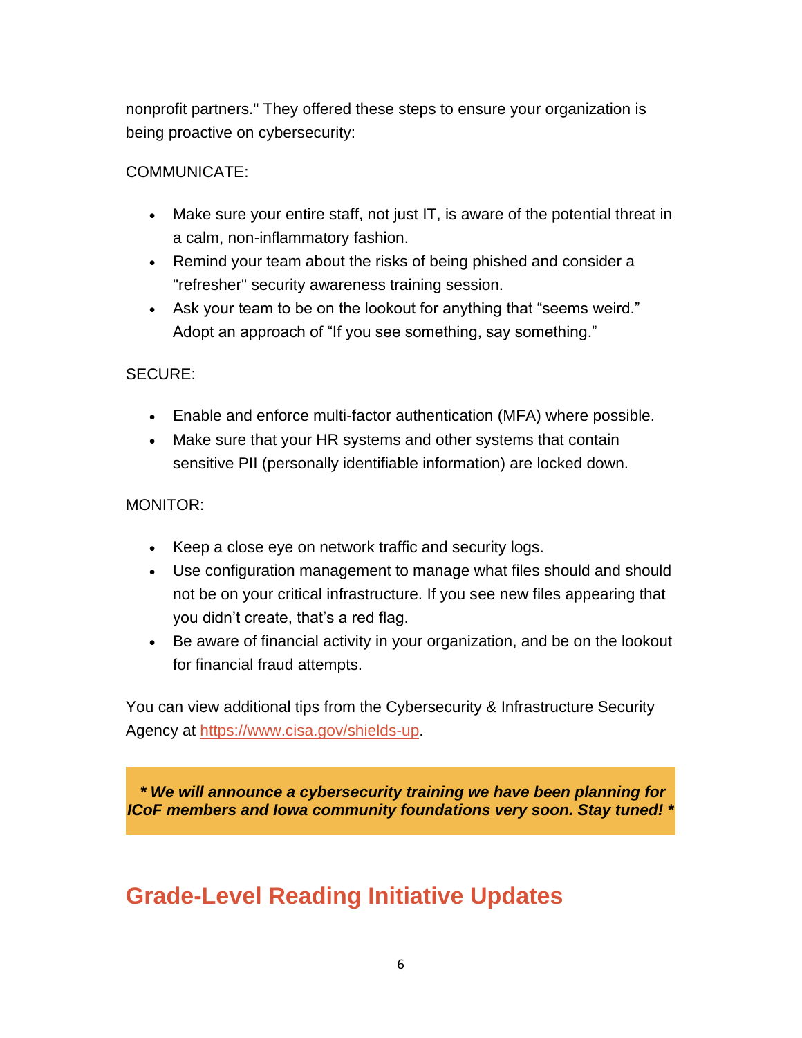nonprofit partners." They offered these steps to ensure your organization is being proactive on cybersecurity:

COMMUNICATE:

- Make sure your entire staff, not just IT, is aware of the potential threat in a calm, non-inflammatory fashion.
- Remind your team about the risks of being phished and consider a "refresher" security awareness training session.
- Ask your team to be on the lookout for anything that “seems weird.” Adopt an approach of “If you see something, say something.”

SECURE:

- Enable and enforce multi-factor authentication (MFA) where possible.
- Make sure that your HR systems and other systems that contain sensitive PII (personally identifiable information) are locked down.

MONITOR:

- Keep a close eye on network traffic and security logs.
- Use configuration management to manage what files should and should not be on your critical infrastructure. If you see new files appearing that you didn’t create, that’s a red flag.
- Be aware of financial activity in your organization, and be on the lookout for financial fraud attempts.

You can view additional tips from the Cybersecurity & Infrastructure Security Agency at [https://www.cisa.gov/shields-up](https://www.cisa.gov/shields-up).

***\* We will announce a cybersecurity training we have been planning for ICoF members and Iowa community foundations very soon. Stay tuned! \****

## Grade-Level Reading Initiative Updates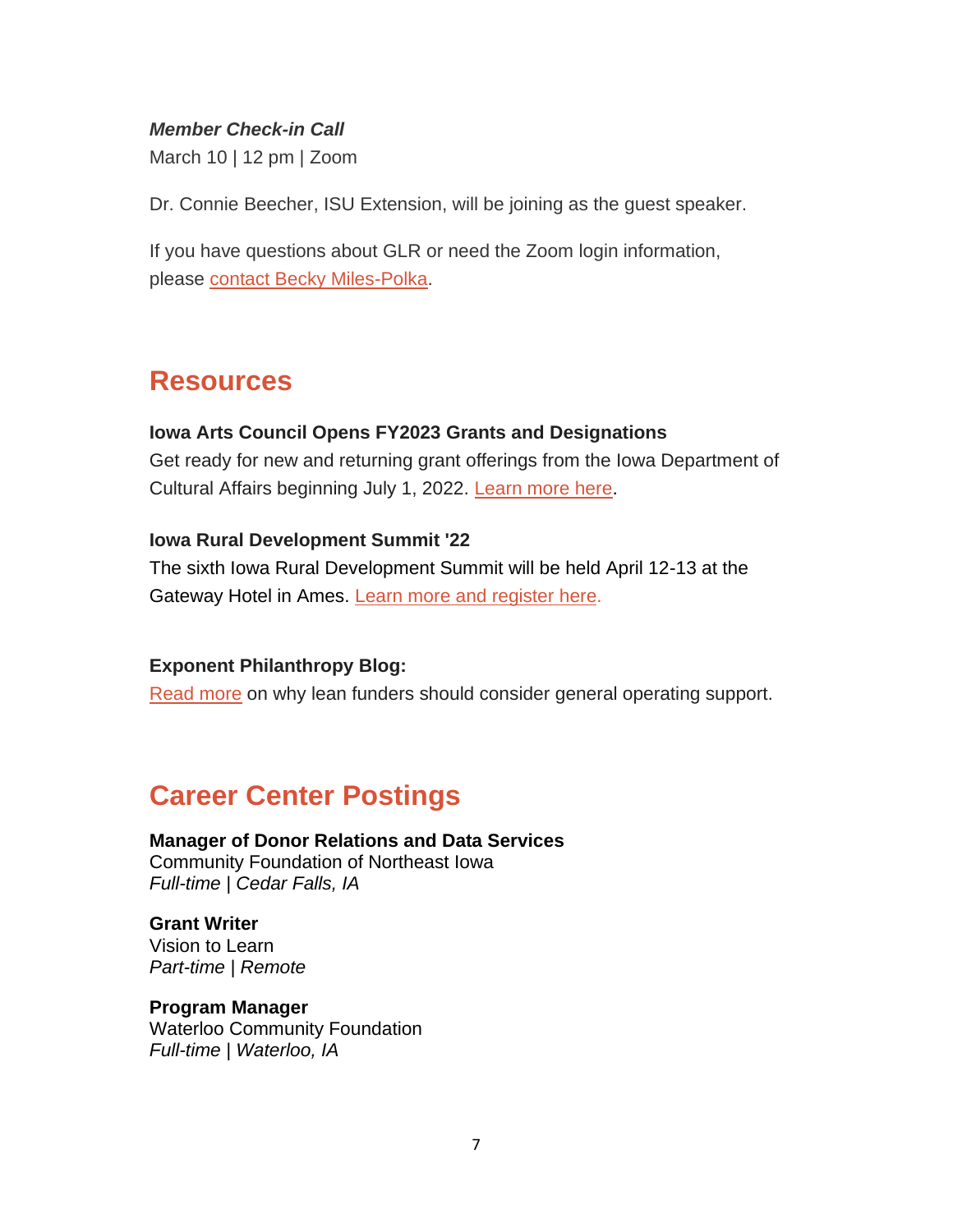***Member Check-in Call***
March 10 | 12 pm | Zoom

Dr. Connie Beecher, ISU Extension, will be joining as the guest speaker.

If you have questions about GLR or need the Zoom login information, please contact Becky Miles-Polka.

## Resources

**Iowa Arts Council Opens FY2023 Grants and Designations**
Get ready for new and returning grant offerings from the Iowa Department of Cultural Affairs beginning July 1, 2022. Learn more here.

**Iowa Rural Development Summit '22**
The sixth Iowa Rural Development Summit will be held April 12-13 at the Gateway Hotel in Ames. Learn more and register here.

**Exponent Philanthropy Blog:**
Read more on why lean funders should consider general operating support.

## Career Center Postings

**Manager of Donor Relations and Data Services**
Community Foundation of Northeast Iowa
*Full-time | Cedar Falls, IA*

**Grant Writer**
Vision to Learn
*Part-time | Remote*

**Program Manager**
Waterloo Community Foundation
*Full-time | Waterloo, IA*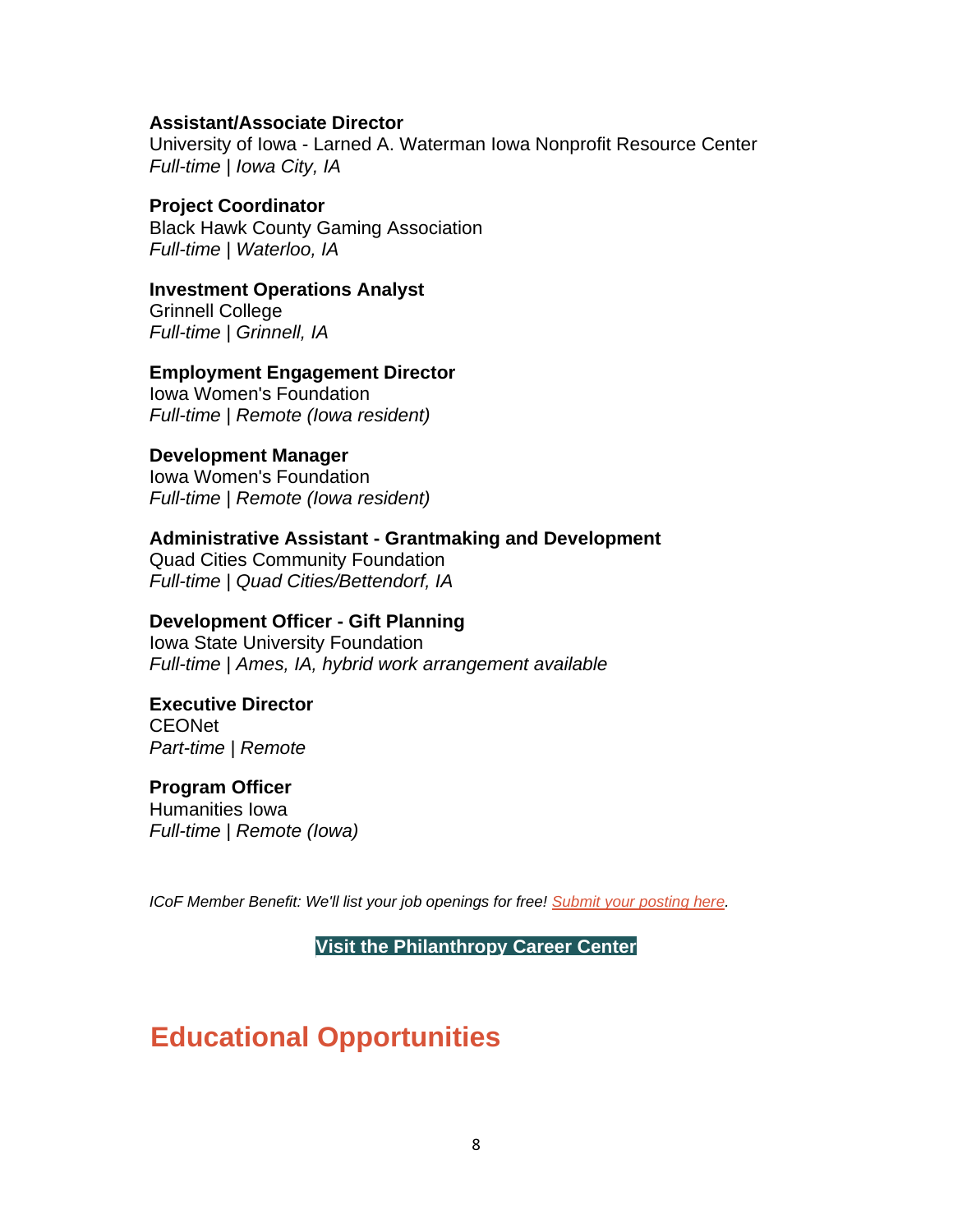**Assistant/Associate Director**
University of Iowa - Larned A. Waterman Iowa Nonprofit Resource Center
*Full-time | Iowa City, IA*

**Project Coordinator**
Black Hawk County Gaming Association
*Full-time | Waterloo, IA*

**Investment Operations Analyst**
Grinnell College
*Full-time | Grinnell, IA*

**Employment Engagement Director**
Iowa Women's Foundation
*Full-time | Remote (Iowa resident)*

**Development Manager**
Iowa Women's Foundation
*Full-time | Remote (Iowa resident)*

**Administrative Assistant - Grantmaking and Development**
Quad Cities Community Foundation
*Full-time | Quad Cities/Bettendorf, IA*

**Development Officer - Gift Planning**
Iowa State University Foundation
*Full-time | Ames, IA, hybrid work arrangement available*

**Executive Director**
CEONet
*Part-time | Remote*

**Program Officer**
Humanities Iowa
*Full-time | Remote (Iowa)*

*ICoF Member Benefit: We'll list your job openings for free! Submit your posting here.*

**Visit the Philanthropy Career Center**

## Educational Opportunities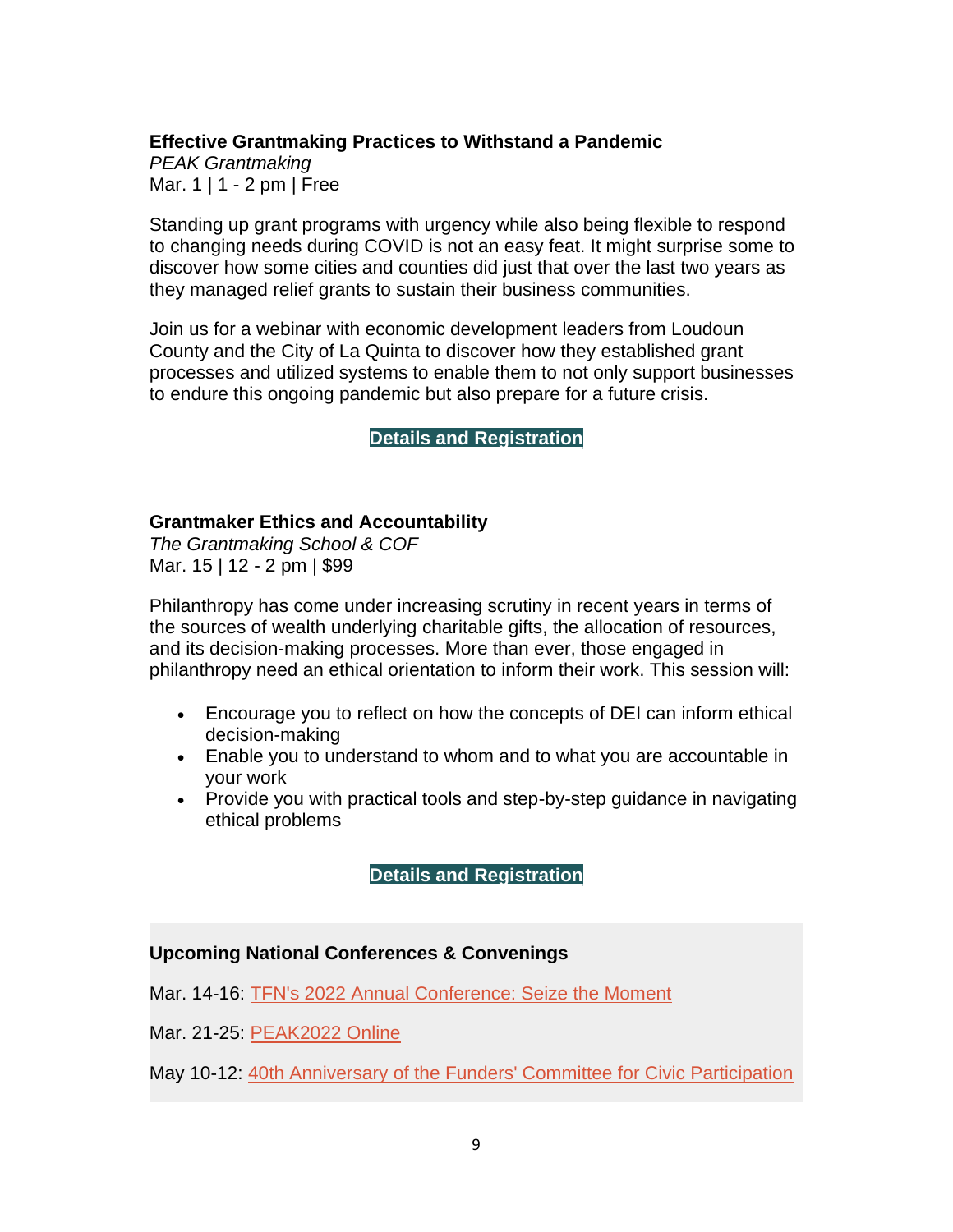**Effective Grantmaking Practices to Withstand a Pandemic**
*PEAK Grantmaking*
Mar. 1 | 1 - 2 pm | Free

Standing up grant programs with urgency while also being flexible to respond to changing needs during COVID is not an easy feat. It might surprise some to discover how some cities and counties did just that over the last two years as they managed relief grants to sustain their business communities.

Join us for a webinar with economic development leaders from Loudoun County and the City of La Quinta to discover how they established grant processes and utilized systems to enable them to not only support businesses to endure this ongoing pandemic but also prepare for a future crisis.

**Details and Registration**

**Grantmaker Ethics and Accountability**
*The Grantmaking School & COF*
Mar. 15 | 12 - 2 pm | $99

Philanthropy has come under increasing scrutiny in recent years in terms of the sources of wealth underlying charitable gifts, the allocation of resources, and its decision-making processes. More than ever, those engaged in philanthropy need an ethical orientation to inform their work. This session will:

- Encourage you to reflect on how the concepts of DEI can inform ethical decision-making
- Enable you to understand to whom and to what you are accountable in your work
- Provide you with practical tools and step-by-step guidance in navigating ethical problems

**Details and Registration**

**Upcoming National Conferences & Convenings**

Mar. 14-16: TFN's 2022 Annual Conference: Seize the Moment

Mar. 21-25: PEAK2022 Online

May 10-12: 40th Anniversary of the Funders' Committee for Civic Participation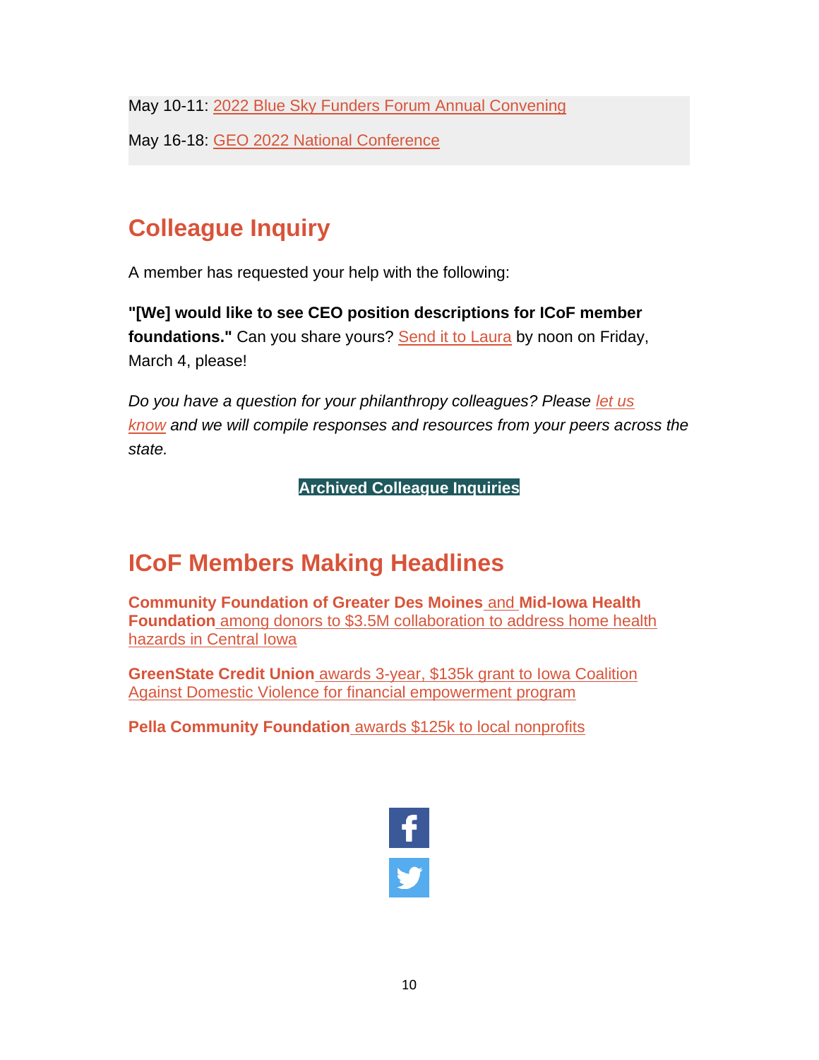May 10-11: 2022 Blue Sky Funders Forum Annual Convening

May 16-18: GEO 2022 National Conference

## Colleague Inquiry

A member has requested your help with the following:

**"[We] would like to see CEO position descriptions for ICoF member foundations."** Can you share yours? Send it to Laura by noon on Friday, March 4, please!

*Do you have a question for your philanthropy colleagues? Please let us know and we will compile responses and resources from your peers across the state.*

**Archived Colleague Inquiries**

## ICoF Members Making Headlines

**Community Foundation of Greater Des Moines** and **Mid-Iowa Health Foundation** among donors to $3.5M collaboration to address home health hazards in Central Iowa

**GreenState Credit Union** awards 3-year, $135k grant to Iowa Coalition Against Domestic Violence for financial empowerment program

**Pella Community Foundation** awards $125k to local nonprofits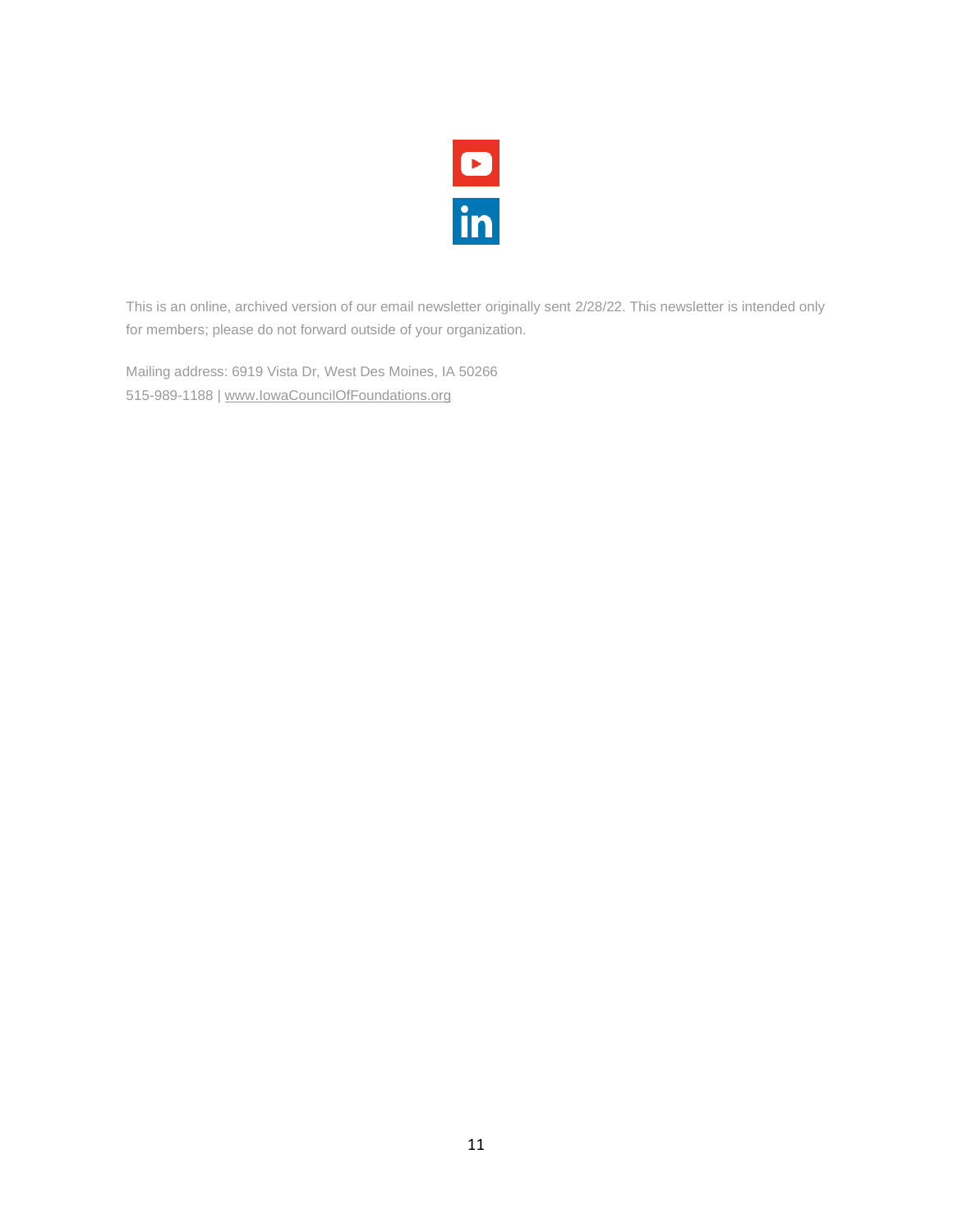This is an online, archived version of our email newsletter originally sent 2/28/22. This newsletter is intended only for members; please do not forward outside of your organization.

Mailing address: 6919 Vista Dr, West Des Moines, IA 50266
515-989-1188 | www.IowaCouncilOfFoundations.org